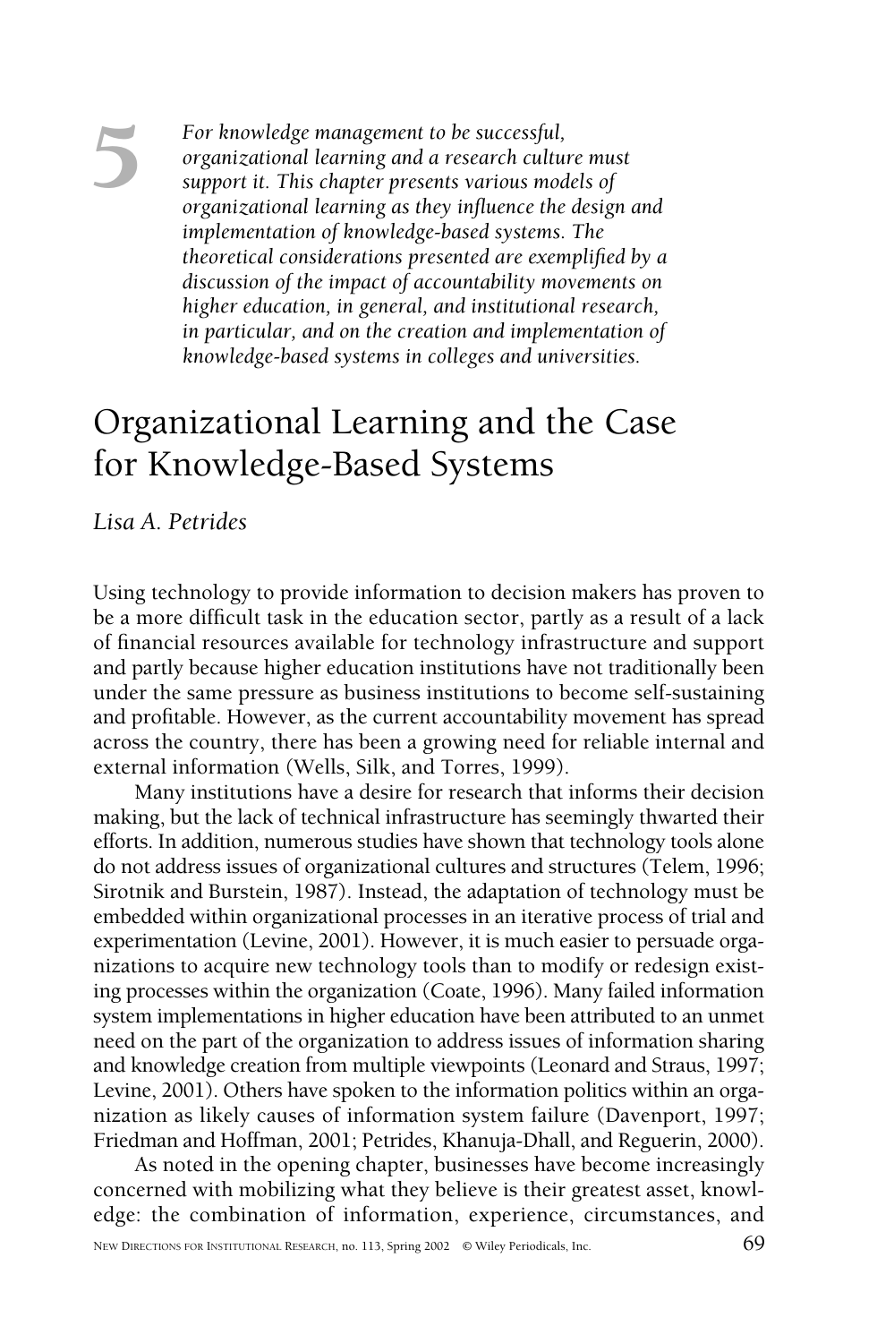5

*For knowledge management to be successful, organizational learning and a research culture must support it. This chapter presents various models of organizational learning as they influence the design and implementation of knowledge-based systems. The theoretical considerations presented are exemplified by a discussion of the impact of accountability movements on higher education, in general, and institutional research, in particular, and on the creation and implementation of knowledge-based systems in colleges and universities.*

# Organizational Learning and the Case for Knowledge-Based Systems

*Lisa A. Petrides*

Using technology to provide information to decision makers has proven to be a more difficult task in the education sector, partly as a result of a lack of financial resources available for technology infrastructure and support and partly because higher education institutions have not traditionally been under the same pressure as business institutions to become self-sustaining and profitable. However, as the current accountability movement has spread across the country, there has been a growing need for reliable internal and external information (Wells, Silk, and Torres, 1999).

Many institutions have a desire for research that informs their decision making, but the lack of technical infrastructure has seemingly thwarted their efforts. In addition, numerous studies have shown that technology tools alone do not address issues of organizational cultures and structures (Telem, 1996; Sirotnik and Burstein, 1987). Instead, the adaptation of technology must be embedded within organizational processes in an iterative process of trial and experimentation (Levine, 2001). However, it is much easier to persuade organizations to acquire new technology tools than to modify or redesign existing processes within the organization (Coate, 1996). Many failed information system implementations in higher education have been attributed to an unmet need on the part of the organization to address issues of information sharing and knowledge creation from multiple viewpoints (Leonard and Straus, 1997; Levine, 2001). Others have spoken to the information politics within an organization as likely causes of information system failure (Davenport, 1997; Friedman and Hoffman, 2001; Petrides, Khanuja-Dhall, and Reguerin, 2000).

As noted in the opening chapter, businesses have become increasingly concerned with mobilizing what they believe is their greatest asset, knowledge: the combination of information, experience, circumstances, and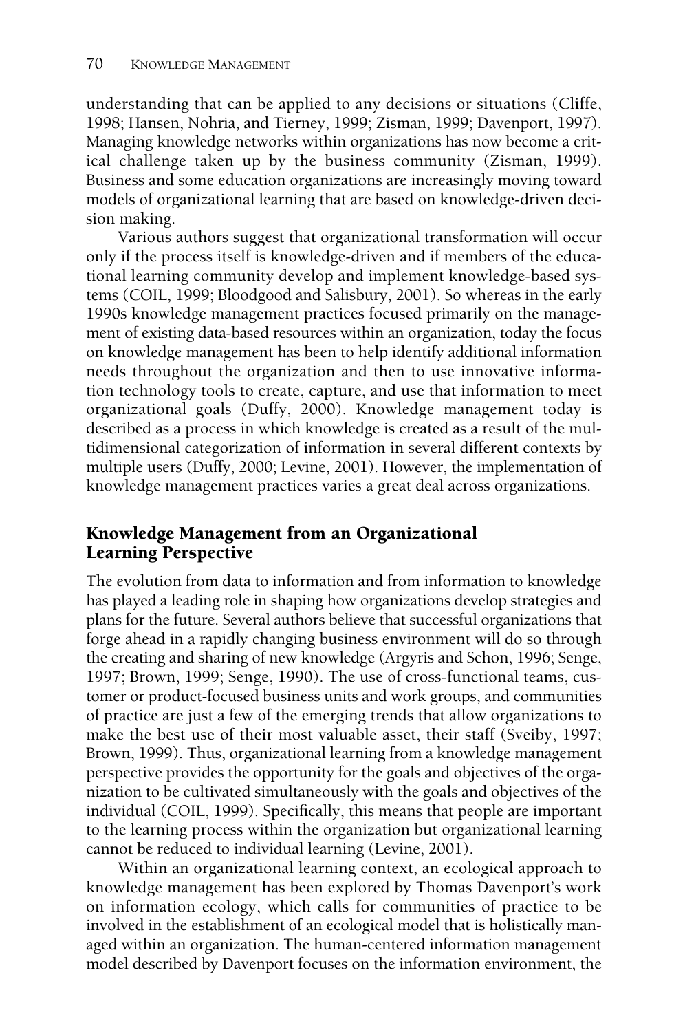understanding that can be applied to any decisions or situations (Cliffe, 1998; Hansen, Nohria, and Tierney, 1999; Zisman, 1999; Davenport, 1997). Managing knowledge networks within organizations has now become a critical challenge taken up by the business community (Zisman, 1999). Business and some education organizations are increasingly moving toward models of organizational learning that are based on knowledge-driven decision making.

Various authors suggest that organizational transformation will occur only if the process itself is knowledge-driven and if members of the educational learning community develop and implement knowledge-based systems (COIL, 1999; Bloodgood and Salisbury, 2001). So whereas in the early 1990s knowledge management practices focused primarily on the management of existing data-based resources within an organization, today the focus on knowledge management has been to help identify additional information needs throughout the organization and then to use innovative information technology tools to create, capture, and use that information to meet organizational goals (Duffy, 2000). Knowledge management today is described as a process in which knowledge is created as a result of the multidimensional categorization of information in several different contexts by multiple users (Duffy, 2000; Levine, 2001). However, the implementation of knowledge management practices varies a great deal across organizations.

## Knowledge Management from an Organizational Learning Perspective

The evolution from data to information and from information to knowledge has played a leading role in shaping how organizations develop strategies and plans for the future. Several authors believe that successful organizations that forge ahead in a rapidly changing business environment will do so through the creating and sharing of new knowledge (Argyris and Schon, 1996; Senge, 1997; Brown, 1999; Senge, 1990). The use of cross-functional teams, customer or product-focused business units and work groups, and communities of practice are just a few of the emerging trends that allow organizations to make the best use of their most valuable asset, their staff (Sveiby, 1997; Brown, 1999). Thus, organizational learning from a knowledge management perspective provides the opportunity for the goals and objectives of the organization to be cultivated simultaneously with the goals and objectives of the individual (COIL, 1999). Specifically, this means that people are important to the learning process within the organization but organizational learning cannot be reduced to individual learning (Levine, 2001).

Within an organizational learning context, an ecological approach to knowledge management has been explored by Thomas Davenport's work on information ecology, which calls for communities of practice to be involved in the establishment of an ecological model that is holistically managed within an organization. The human-centered information management model described by Davenport focuses on the information environment, the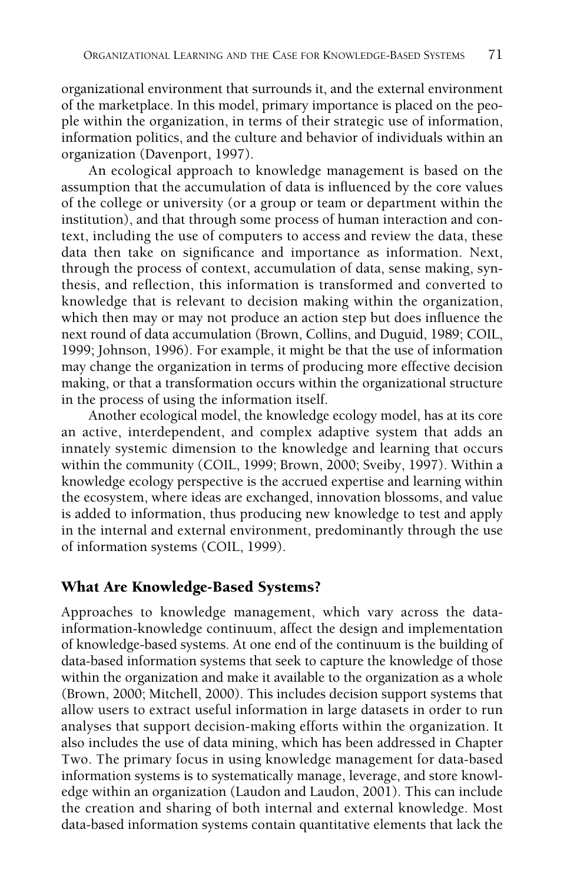organizational environment that surrounds it, and the external environment of the marketplace. In this model, primary importance is placed on the people within the organization, in terms of their strategic use of information, information politics, and the culture and behavior of individuals within an organization (Davenport, 1997).

An ecological approach to knowledge management is based on the assumption that the accumulation of data is influenced by the core values of the college or university (or a group or team or department within the institution), and that through some process of human interaction and context, including the use of computers to access and review the data, these data then take on significance and importance as information. Next, through the process of context, accumulation of data, sense making, synthesis, and reflection, this information is transformed and converted to knowledge that is relevant to decision making within the organization, which then may or may not produce an action step but does influence the next round of data accumulation (Brown, Collins, and Duguid, 1989; COIL, 1999; Johnson, 1996). For example, it might be that the use of information may change the organization in terms of producing more effective decision making, or that a transformation occurs within the organizational structure in the process of using the information itself.

Another ecological model, the knowledge ecology model, has at its core an active, interdependent, and complex adaptive system that adds an innately systemic dimension to the knowledge and learning that occurs within the community (COIL, 1999; Brown, 2000; Sveiby, 1997). Within a knowledge ecology perspective is the accrued expertise and learning within the ecosystem, where ideas are exchanged, innovation blossoms, and value is added to information, thus producing new knowledge to test and apply in the internal and external environment, predominantly through the use of information systems (COIL, 1999).

## What Are Knowledge-Based Systems?

Approaches to knowledge management, which vary across the data-information-knowledge continuum, affect the design and implementation of knowledge-based systems. At one end of the continuum is the building of data-based information systems that seek to capture the knowledge of those within the organization and make it available to the organization as a whole (Brown, 2000; Mitchell, 2000). This includes decision support systems that allow users to extract useful information in large datasets in order to run analyses that support decision-making efforts within the organization. It also includes the use of data mining, which has been addressed in Chapter Two. The primary focus in using knowledge management for data-based information systems is to systematically manage, leverage, and store knowledge within an organization (Laudon and Laudon, 2001). This can include the creation and sharing of both internal and external knowledge. Most data-based information systems contain quantitative elements that lack the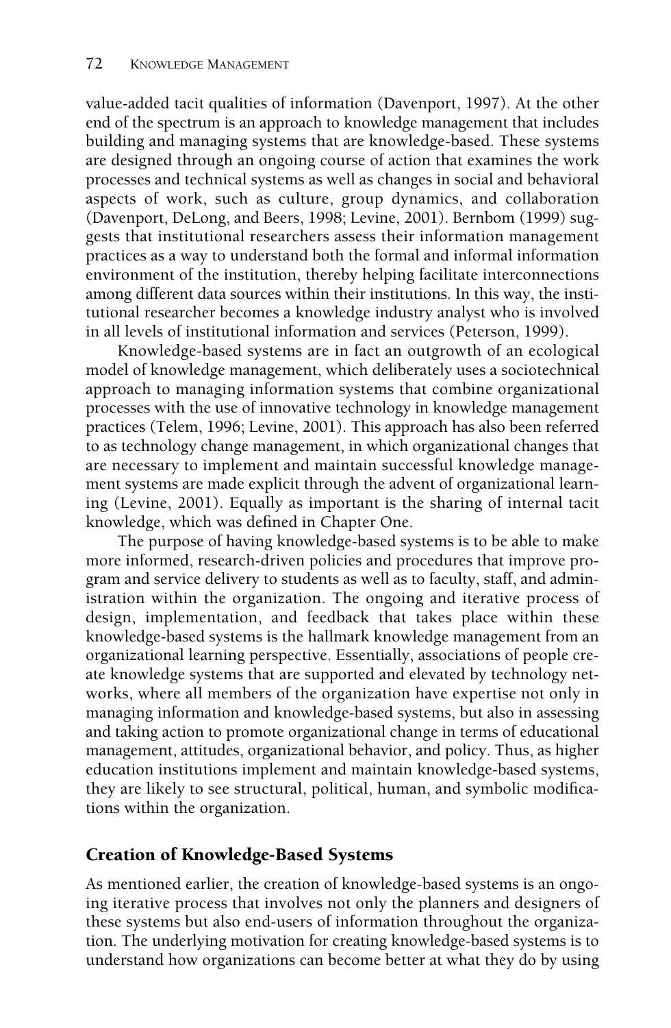value-added tacit qualities of information (Davenport, 1997). At the other end of the spectrum is an approach to knowledge management that includes building and managing systems that are knowledge-based. These systems are designed through an ongoing course of action that examines the work processes and technical systems as well as changes in social and behavioral aspects of work, such as culture, group dynamics, and collaboration (Davenport, DeLong, and Beers, 1998; Levine, 2001). Bernbom (1999) suggests that institutional researchers assess their information management practices as a way to understand both the formal and informal information environment of the institution, thereby helping facilitate interconnections among different data sources within their institutions. In this way, the institutional researcher becomes a knowledge industry analyst who is involved in all levels of institutional information and services (Peterson, 1999).

Knowledge-based systems are in fact an outgrowth of an ecological model of knowledge management, which deliberately uses a sociotechnical approach to managing information systems that combine organizational processes with the use of innovative technology in knowledge management practices (Telem, 1996; Levine, 2001). This approach has also been referred to as technology change management, in which organizational changes that are necessary to implement and maintain successful knowledge management systems are made explicit through the advent of organizational learning (Levine, 2001). Equally as important is the sharing of internal tacit knowledge, which was defined in Chapter One.

The purpose of having knowledge-based systems is to be able to make more informed, research-driven policies and procedures that improve program and service delivery to students as well as to faculty, staff, and administration within the organization. The ongoing and iterative process of design, implementation, and feedback that takes place within these knowledge-based systems is the hallmark knowledge management from an organizational learning perspective. Essentially, associations of people create knowledge systems that are supported and elevated by technology networks, where all members of the organization have expertise not only in managing information and knowledge-based systems, but also in assessing and taking action to promote organizational change in terms of educational management, attitudes, organizational behavior, and policy. Thus, as higher education institutions implement and maintain knowledge-based systems, they are likely to see structural, political, human, and symbolic modifications within the organization.

## Creation of Knowledge-Based Systems

As mentioned earlier, the creation of knowledge-based systems is an ongoing iterative process that involves not only the planners and designers of these systems but also end-users of information throughout the organization. The underlying motivation for creating knowledge-based systems is to understand how organizations can become better at what they do by using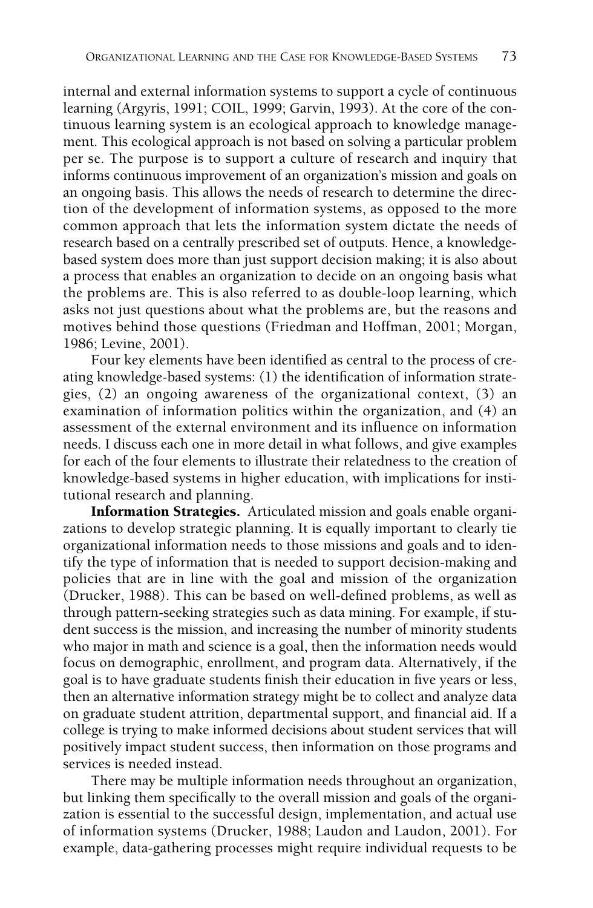internal and external information systems to support a cycle of continuous learning (Argyris, 1991; COIL, 1999; Garvin, 1993). At the core of the continuous learning system is an ecological approach to knowledge management. This ecological approach is not based on solving a particular problem per se. The purpose is to support a culture of research and inquiry that informs continuous improvement of an organization's mission and goals on an ongoing basis. This allows the needs of research to determine the direction of the development of information systems, as opposed to the more common approach that lets the information system dictate the needs of research based on a centrally prescribed set of outputs. Hence, a knowledge-based system does more than just support decision making; it is also about a process that enables an organization to decide on an ongoing basis what the problems are. This is also referred to as double-loop learning, which asks not just questions about what the problems are, but the reasons and motives behind those questions (Friedman and Hoffman, 2001; Morgan, 1986; Levine, 2001).

Four key elements have been identified as central to the process of creating knowledge-based systems: (1) the identification of information strategies, (2) an ongoing awareness of the organizational context, (3) an examination of information politics within the organization, and (4) an assessment of the external environment and its influence on information needs. I discuss each one in more detail in what follows, and give examples for each of the four elements to illustrate their relatedness to the creation of knowledge-based systems in higher education, with implications for institutional research and planning.

**Information Strategies.** Articulated mission and goals enable organizations to develop strategic planning. It is equally important to clearly tie organizational information needs to those missions and goals and to identify the type of information that is needed to support decision-making and policies that are in line with the goal and mission of the organization (Drucker, 1988). This can be based on well-defined problems, as well as through pattern-seeking strategies such as data mining. For example, if student success is the mission, and increasing the number of minority students who major in math and science is a goal, then the information needs would focus on demographic, enrollment, and program data. Alternatively, if the goal is to have graduate students finish their education in five years or less, then an alternative information strategy might be to collect and analyze data on graduate student attrition, departmental support, and financial aid. If a college is trying to make informed decisions about student services that will positively impact student success, then information on those programs and services is needed instead.

There may be multiple information needs throughout an organization, but linking them specifically to the overall mission and goals of the organization is essential to the successful design, implementation, and actual use of information systems (Drucker, 1988; Laudon and Laudon, 2001). For example, data-gathering processes might require individual requests to be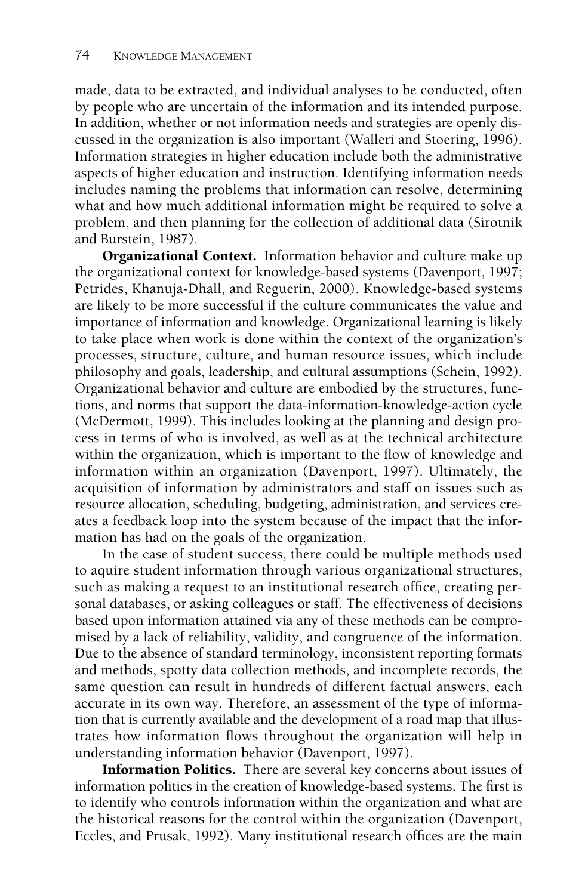made, data to be extracted, and individual analyses to be conducted, often by people who are uncertain of the information and its intended purpose. In addition, whether or not information needs and strategies are openly discussed in the organization is also important (Walleri and Stoering, 1996). Information strategies in higher education include both the administrative aspects of higher education and instruction. Identifying information needs includes naming the problems that information can resolve, determining what and how much additional information might be required to solve a problem, and then planning for the collection of additional data (Sirotnik and Burstein, 1987).

**Organizational Context.** Information behavior and culture make up the organizational context for knowledge-based systems (Davenport, 1997; Petrides, Khanuja-Dhall, and Reguerin, 2000). Knowledge-based systems are likely to be more successful if the culture communicates the value and importance of information and knowledge. Organizational learning is likely to take place when work is done within the context of the organization's processes, structure, culture, and human resource issues, which include philosophy and goals, leadership, and cultural assumptions (Schein, 1992). Organizational behavior and culture are embodied by the structures, functions, and norms that support the data-information-knowledge-action cycle (McDermott, 1999). This includes looking at the planning and design process in terms of who is involved, as well as at the technical architecture within the organization, which is important to the flow of knowledge and information within an organization (Davenport, 1997). Ultimately, the acquisition of information by administrators and staff on issues such as resource allocation, scheduling, budgeting, administration, and services creates a feedback loop into the system because of the impact that the information has had on the goals of the organization.

In the case of student success, there could be multiple methods used to aquire student information through various organizational structures, such as making a request to an institutional research office, creating personal databases, or asking colleagues or staff. The effectiveness of decisions based upon information attained via any of these methods can be compromised by a lack of reliability, validity, and congruence of the information. Due to the absence of standard terminology, inconsistent reporting formats and methods, spotty data collection methods, and incomplete records, the same question can result in hundreds of different factual answers, each accurate in its own way. Therefore, an assessment of the type of information that is currently available and the development of a road map that illustrates how information flows throughout the organization will help in understanding information behavior (Davenport, 1997).

**Information Politics.** There are several key concerns about issues of information politics in the creation of knowledge-based systems. The first is to identify who controls information within the organization and what are the historical reasons for the control within the organization (Davenport, Eccles, and Prusak, 1992). Many institutional research offices are the main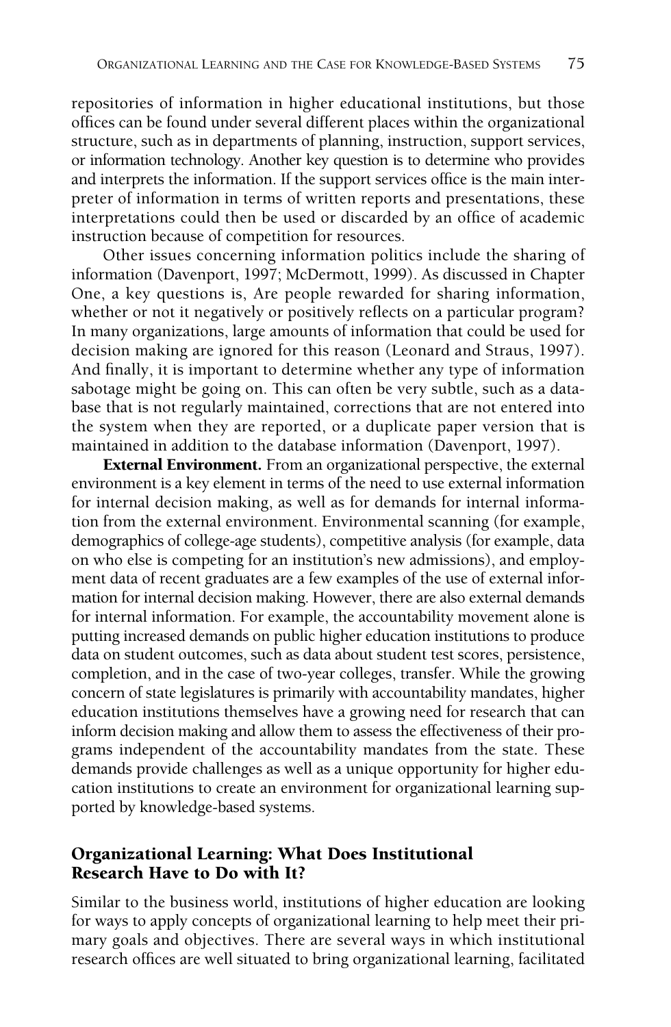repositories of information in higher educational institutions, but those offices can be found under several different places within the organizational structure, such as in departments of planning, instruction, support services, or information technology. Another key question is to determine who provides and interprets the information. If the support services office is the main interpreter of information in terms of written reports and presentations, these interpretations could then be used or discarded by an office of academic instruction because of competition for resources.

Other issues concerning information politics include the sharing of information (Davenport, 1997; McDermott, 1999). As discussed in Chapter One, a key questions is, Are people rewarded for sharing information, whether or not it negatively or positively reflects on a particular program? In many organizations, large amounts of information that could be used for decision making are ignored for this reason (Leonard and Straus, 1997). And finally, it is important to determine whether any type of information sabotage might be going on. This can often be very subtle, such as a database that is not regularly maintained, corrections that are not entered into the system when they are reported, or a duplicate paper version that is maintained in addition to the database information (Davenport, 1997).

**External Environment.** From an organizational perspective, the external environment is a key element in terms of the need to use external information for internal decision making, as well as for demands for internal information from the external environment. Environmental scanning (for example, demographics of college-age students), competitive analysis (for example, data on who else is competing for an institution's new admissions), and employment data of recent graduates are a few examples of the use of external information for internal decision making. However, there are also external demands for internal information. For example, the accountability movement alone is putting increased demands on public higher education institutions to produce data on student outcomes, such as data about student test scores, persistence, completion, and in the case of two-year colleges, transfer. While the growing concern of state legislatures is primarily with accountability mandates, higher education institutions themselves have a growing need for research that can inform decision making and allow them to assess the effectiveness of their programs independent of the accountability mandates from the state. These demands provide challenges as well as a unique opportunity for higher education institutions to create an environment for organizational learning supported by knowledge-based systems.

## Organizational Learning: What Does Institutional Research Have to Do with It?

Similar to the business world, institutions of higher education are looking for ways to apply concepts of organizational learning to help meet their primary goals and objectives. There are several ways in which institutional research offices are well situated to bring organizational learning, facilitated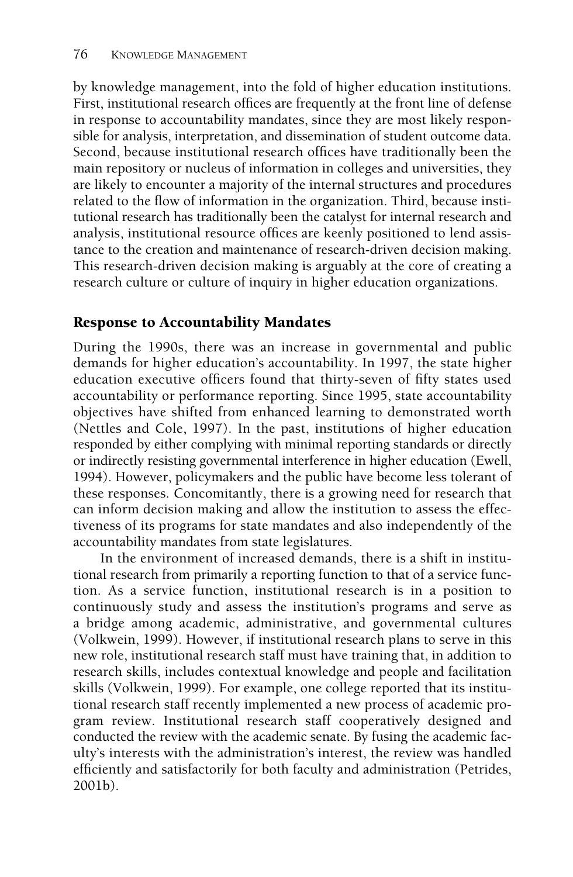by knowledge management, into the fold of higher education institutions. First, institutional research offices are frequently at the front line of defense in response to accountability mandates, since they are most likely responsible for analysis, interpretation, and dissemination of student outcome data. Second, because institutional research offices have traditionally been the main repository or nucleus of information in colleges and universities, they are likely to encounter a majority of the internal structures and procedures related to the flow of information in the organization. Third, because institutional research has traditionally been the catalyst for internal research and analysis, institutional resource offices are keenly positioned to lend assistance to the creation and maintenance of research-driven decision making. This research-driven decision making is arguably at the core of creating a research culture or culture of inquiry in higher education organizations.

## Response to Accountability Mandates

During the 1990s, there was an increase in governmental and public demands for higher education's accountability. In 1997, the state higher education executive officers found that thirty-seven of fifty states used accountability or performance reporting. Since 1995, state accountability objectives have shifted from enhanced learning to demonstrated worth (Nettles and Cole, 1997). In the past, institutions of higher education responded by either complying with minimal reporting standards or directly or indirectly resisting governmental interference in higher education (Ewell, 1994). However, policymakers and the public have become less tolerant of these responses. Concomitantly, there is a growing need for research that can inform decision making and allow the institution to assess the effectiveness of its programs for state mandates and also independently of the accountability mandates from state legislatures.

In the environment of increased demands, there is a shift in institutional research from primarily a reporting function to that of a service function. As a service function, institutional research is in a position to continuously study and assess the institution's programs and serve as a bridge among academic, administrative, and governmental cultures (Volkwein, 1999). However, if institutional research plans to serve in this new role, institutional research staff must have training that, in addition to research skills, includes contextual knowledge and people and facilitation skills (Volkwein, 1999). For example, one college reported that its institutional research staff recently implemented a new process of academic program review. Institutional research staff cooperatively designed and conducted the review with the academic senate. By fusing the academic faculty's interests with the administration's interest, the review was handled efficiently and satisfactorily for both faculty and administration (Petrides, 2001b).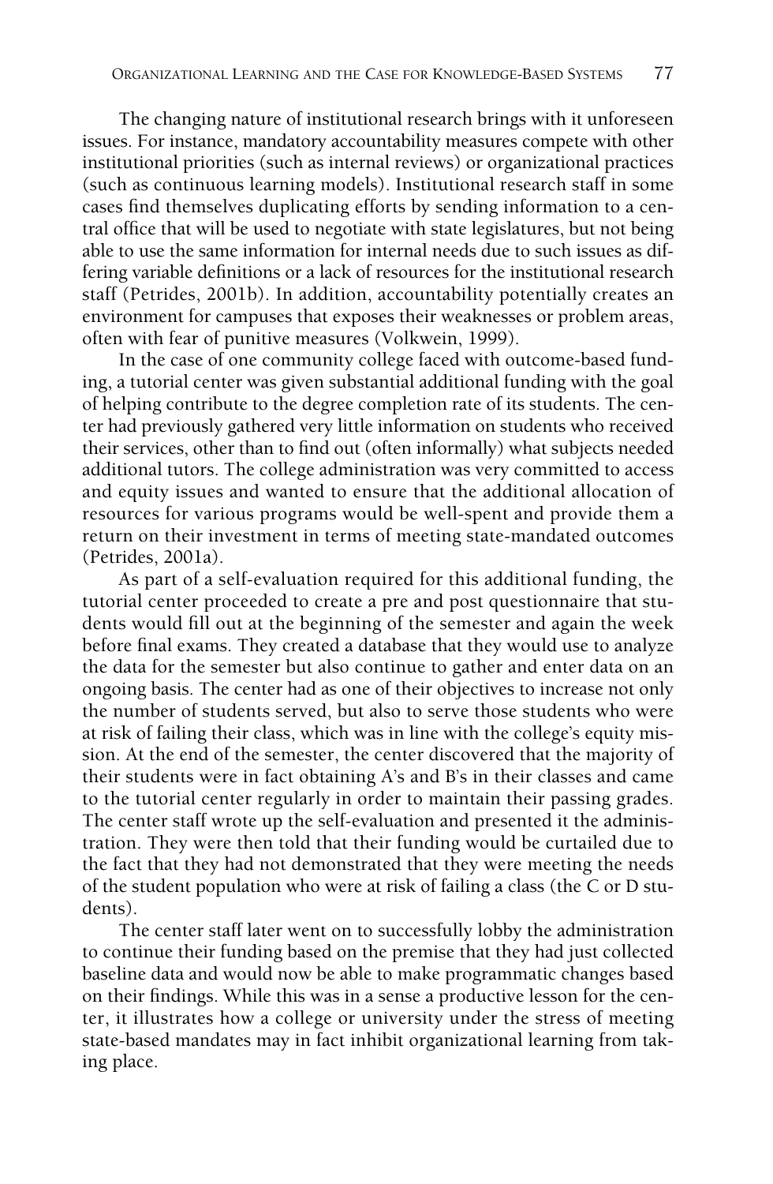The changing nature of institutional research brings with it unforeseen issues. For instance, mandatory accountability measures compete with other institutional priorities (such as internal reviews) or organizational practices (such as continuous learning models). Institutional research staff in some cases find themselves duplicating efforts by sending information to a central office that will be used to negotiate with state legislatures, but not being able to use the same information for internal needs due to such issues as differing variable definitions or a lack of resources for the institutional research staff (Petrides, 2001b). In addition, accountability potentially creates an environment for campuses that exposes their weaknesses or problem areas, often with fear of punitive measures (Volkwein, 1999).

In the case of one community college faced with outcome-based funding, a tutorial center was given substantial additional funding with the goal of helping contribute to the degree completion rate of its students. The center had previously gathered very little information on students who received their services, other than to find out (often informally) what subjects needed additional tutors. The college administration was very committed to access and equity issues and wanted to ensure that the additional allocation of resources for various programs would be well-spent and provide them a return on their investment in terms of meeting state-mandated outcomes (Petrides, 2001a).

As part of a self-evaluation required for this additional funding, the tutorial center proceeded to create a pre and post questionnaire that students would fill out at the beginning of the semester and again the week before final exams. They created a database that they would use to analyze the data for the semester but also continue to gather and enter data on an ongoing basis. The center had as one of their objectives to increase not only the number of students served, but also to serve those students who were at risk of failing their class, which was in line with the college's equity mission. At the end of the semester, the center discovered that the majority of their students were in fact obtaining A's and B's in their classes and came to the tutorial center regularly in order to maintain their passing grades. The center staff wrote up the self-evaluation and presented it the administration. They were then told that their funding would be curtailed due to the fact that they had not demonstrated that they were meeting the needs of the student population who were at risk of failing a class (the C or D students).

The center staff later went on to successfully lobby the administration to continue their funding based on the premise that they had just collected baseline data and would now be able to make programmatic changes based on their findings. While this was in a sense a productive lesson for the center, it illustrates how a college or university under the stress of meeting state-based mandates may in fact inhibit organizational learning from taking place.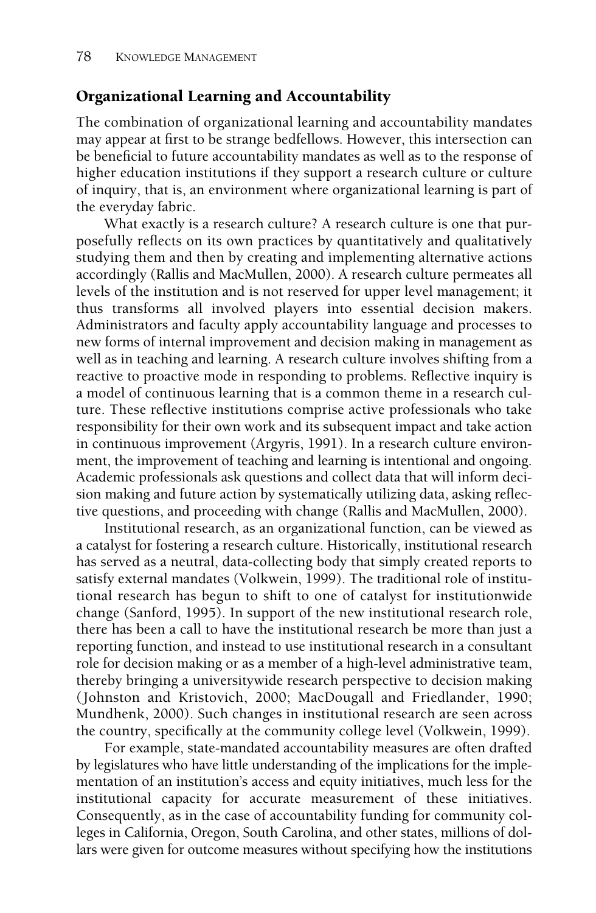## Organizational Learning and Accountability

The combination of organizational learning and accountability mandates may appear at first to be strange bedfellows. However, this intersection can be beneficial to future accountability mandates as well as to the response of higher education institutions if they support a research culture or culture of inquiry, that is, an environment where organizational learning is part of the everyday fabric.

What exactly is a research culture? A research culture is one that purposefully reflects on its own practices by quantitatively and qualitatively studying them and then by creating and implementing alternative actions accordingly (Rallis and MacMullen, 2000). A research culture permeates all levels of the institution and is not reserved for upper level management; it thus transforms all involved players into essential decision makers. Administrators and faculty apply accountability language and processes to new forms of internal improvement and decision making in management as well as in teaching and learning. A research culture involves shifting from a reactive to proactive mode in responding to problems. Reflective inquiry is a model of continuous learning that is a common theme in a research culture. These reflective institutions comprise active professionals who take responsibility for their own work and its subsequent impact and take action in continuous improvement (Argyris, 1991). In a research culture environment, the improvement of teaching and learning is intentional and ongoing. Academic professionals ask questions and collect data that will inform decision making and future action by systematically utilizing data, asking reflective questions, and proceeding with change (Rallis and MacMullen, 2000).

Institutional research, as an organizational function, can be viewed as a catalyst for fostering a research culture. Historically, institutional research has served as a neutral, data-collecting body that simply created reports to satisfy external mandates (Volkwein, 1999). The traditional role of institutional research has begun to shift to one of catalyst for institutionwide change (Sanford, 1995). In support of the new institutional research role, there has been a call to have the institutional research be more than just a reporting function, and instead to use institutional research in a consultant role for decision making or as a member of a high-level administrative team, thereby bringing a universitywide research perspective to decision making (Johnston and Kristovich, 2000; MacDougall and Friedlander, 1990; Mundhenk, 2000). Such changes in institutional research are seen across the country, specifically at the community college level (Volkwein, 1999).

For example, state-mandated accountability measures are often drafted by legislatures who have little understanding of the implications for the implementation of an institution's access and equity initiatives, much less for the institutional capacity for accurate measurement of these initiatives. Consequently, as in the case of accountability funding for community colleges in California, Oregon, South Carolina, and other states, millions of dollars were given for outcome measures without specifying how the institutions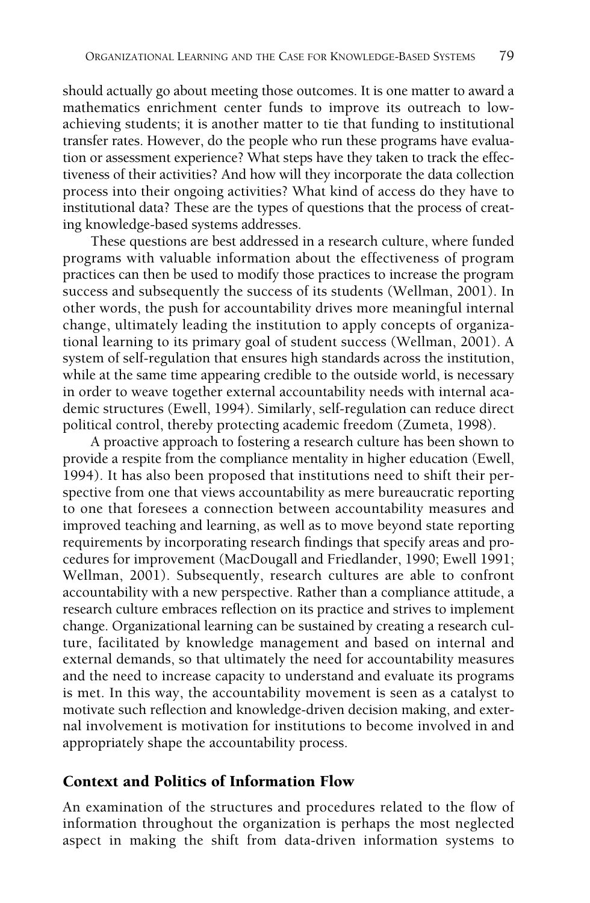should actually go about meeting those outcomes. It is one matter to award a mathematics enrichment center funds to improve its outreach to low-achieving students; it is another matter to tie that funding to institutional transfer rates. However, do the people who run these programs have evaluation or assessment experience? What steps have they taken to track the effectiveness of their activities? And how will they incorporate the data collection process into their ongoing activities? What kind of access do they have to institutional data? These are the types of questions that the process of creating knowledge-based systems addresses.

These questions are best addressed in a research culture, where funded programs with valuable information about the effectiveness of program practices can then be used to modify those practices to increase the program success and subsequently the success of its students (Wellman, 2001). In other words, the push for accountability drives more meaningful internal change, ultimately leading the institution to apply concepts of organizational learning to its primary goal of student success (Wellman, 2001). A system of self-regulation that ensures high standards across the institution, while at the same time appearing credible to the outside world, is necessary in order to weave together external accountability needs with internal academic structures (Ewell, 1994). Similarly, self-regulation can reduce direct political control, thereby protecting academic freedom (Zumeta, 1998).

A proactive approach to fostering a research culture has been shown to provide a respite from the compliance mentality in higher education (Ewell, 1994). It has also been proposed that institutions need to shift their perspective from one that views accountability as mere bureaucratic reporting to one that foresees a connection between accountability measures and improved teaching and learning, as well as to move beyond state reporting requirements by incorporating research findings that specify areas and procedures for improvement (MacDougall and Friedlander, 1990; Ewell 1991; Wellman, 2001). Subsequently, research cultures are able to confront accountability with a new perspective. Rather than a compliance attitude, a research culture embraces reflection on its practice and strives to implement change. Organizational learning can be sustained by creating a research culture, facilitated by knowledge management and based on internal and external demands, so that ultimately the need for accountability measures and the need to increase capacity to understand and evaluate its programs is met. In this way, the accountability movement is seen as a catalyst to motivate such reflection and knowledge-driven decision making, and external involvement is motivation for institutions to become involved in and appropriately shape the accountability process.

## Context and Politics of Information Flow

An examination of the structures and procedures related to the flow of information throughout the organization is perhaps the most neglected aspect in making the shift from data-driven information systems to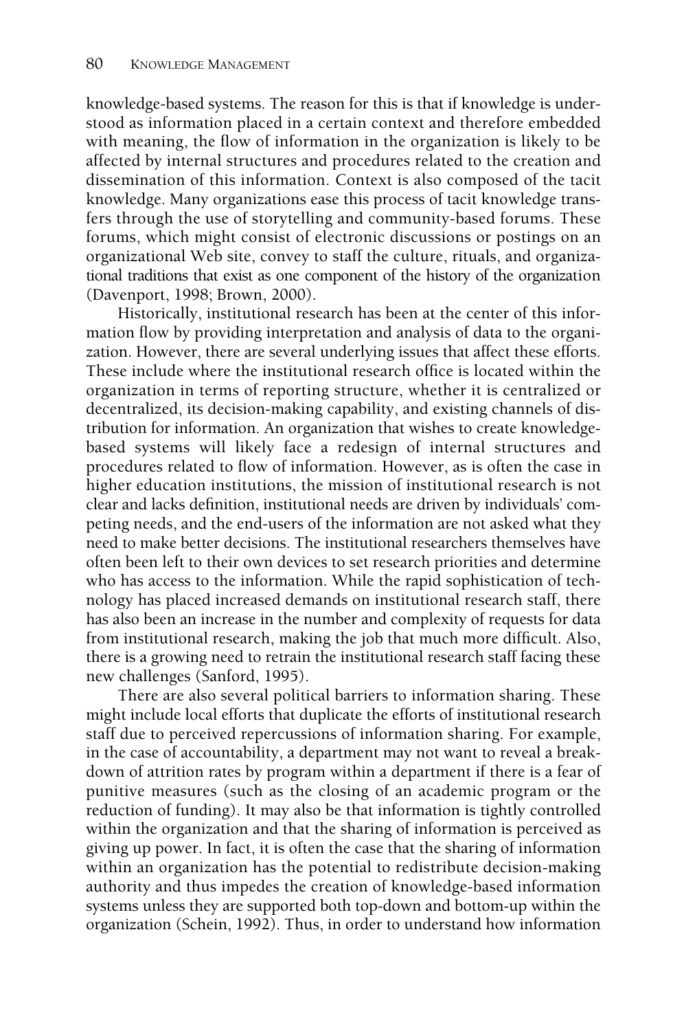knowledge-based systems. The reason for this is that if knowledge is understood as information placed in a certain context and therefore embedded with meaning, the flow of information in the organization is likely to be affected by internal structures and procedures related to the creation and dissemination of this information. Context is also composed of the tacit knowledge. Many organizations ease this process of tacit knowledge transfers through the use of storytelling and community-based forums. These forums, which might consist of electronic discussions or postings on an organizational Web site, convey to staff the culture, rituals, and organizational traditions that exist as one component of the history of the organization (Davenport, 1998; Brown, 2000).

Historically, institutional research has been at the center of this information flow by providing interpretation and analysis of data to the organization. However, there are several underlying issues that affect these efforts. These include where the institutional research office is located within the organization in terms of reporting structure, whether it is centralized or decentralized, its decision-making capability, and existing channels of distribution for information. An organization that wishes to create knowledge-based systems will likely face a redesign of internal structures and procedures related to flow of information. However, as is often the case in higher education institutions, the mission of institutional research is not clear and lacks definition, institutional needs are driven by individuals' competing needs, and the end-users of the information are not asked what they need to make better decisions. The institutional researchers themselves have often been left to their own devices to set research priorities and determine who has access to the information. While the rapid sophistication of technology has placed increased demands on institutional research staff, there has also been an increase in the number and complexity of requests for data from institutional research, making the job that much more difficult. Also, there is a growing need to retrain the institutional research staff facing these new challenges (Sanford, 1995).

There are also several political barriers to information sharing. These might include local efforts that duplicate the efforts of institutional research staff due to perceived repercussions of information sharing. For example, in the case of accountability, a department may not want to reveal a breakdown of attrition rates by program within a department if there is a fear of punitive measures (such as the closing of an academic program or the reduction of funding). It may also be that information is tightly controlled within the organization and that the sharing of information is perceived as giving up power. In fact, it is often the case that the sharing of information within an organization has the potential to redistribute decision-making authority and thus impedes the creation of knowledge-based information systems unless they are supported both top-down and bottom-up within the organization (Schein, 1992). Thus, in order to understand how information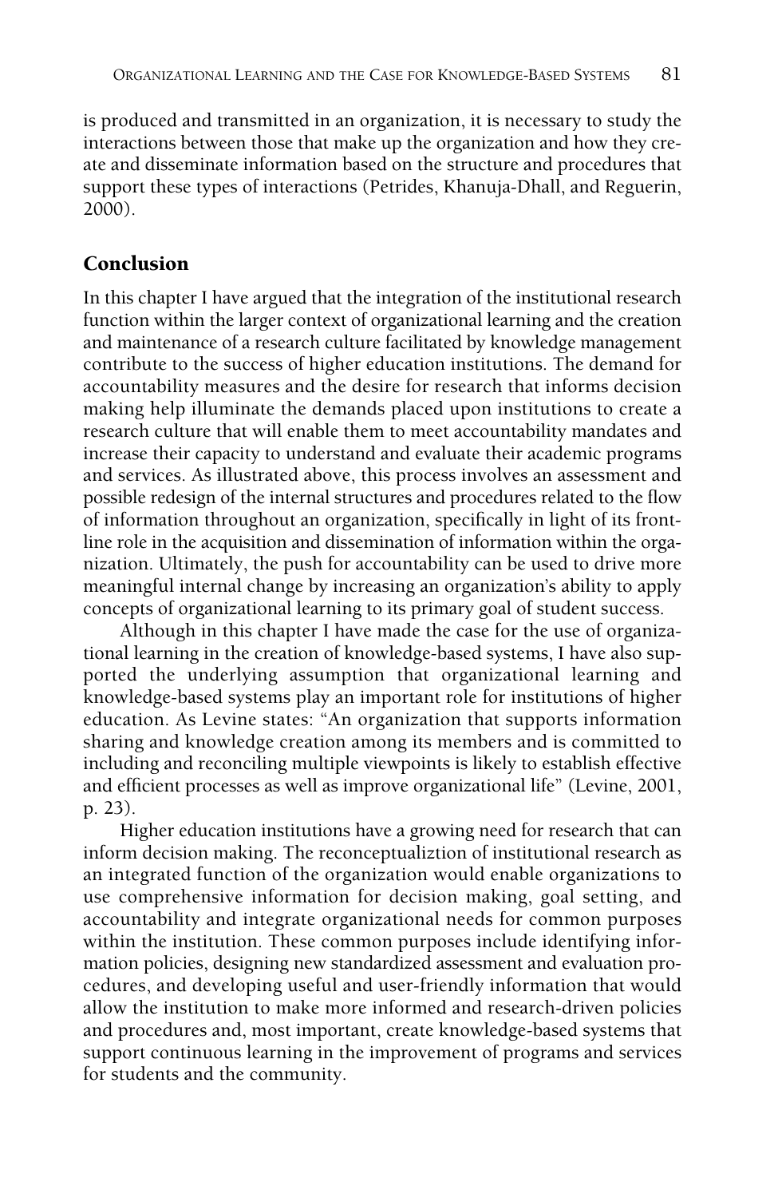is produced and transmitted in an organization, it is necessary to study the interactions between those that make up the organization and how they create and disseminate information based on the structure and procedures that support these types of interactions (Petrides, Khanuja-Dhall, and Reguerin, 2000).

## Conclusion

In this chapter I have argued that the integration of the institutional research function within the larger context of organizational learning and the creation and maintenance of a research culture facilitated by knowledge management contribute to the success of higher education institutions. The demand for accountability measures and the desire for research that informs decision making help illuminate the demands placed upon institutions to create a research culture that will enable them to meet accountability mandates and increase their capacity to understand and evaluate their academic programs and services. As illustrated above, this process involves an assessment and possible redesign of the internal structures and procedures related to the flow of information throughout an organization, specifically in light of its front-line role in the acquisition and dissemination of information within the organization. Ultimately, the push for accountability can be used to drive more meaningful internal change by increasing an organization's ability to apply concepts of organizational learning to its primary goal of student success.

Although in this chapter I have made the case for the use of organizational learning in the creation of knowledge-based systems, I have also supported the underlying assumption that organizational learning and knowledge-based systems play an important role for institutions of higher education. As Levine states: "An organization that supports information sharing and knowledge creation among its members and is committed to including and reconciling multiple viewpoints is likely to establish effective and efficient processes as well as improve organizational life" (Levine, 2001, p. 23).

Higher education institutions have a growing need for research that can inform decision making. The reconceptualiztion of institutional research as an integrated function of the organization would enable organizations to use comprehensive information for decision making, goal setting, and accountability and integrate organizational needs for common purposes within the institution. These common purposes include identifying information policies, designing new standardized assessment and evaluation procedures, and developing useful and user-friendly information that would allow the institution to make more informed and research-driven policies and procedures and, most important, create knowledge-based systems that support continuous learning in the improvement of programs and services for students and the community.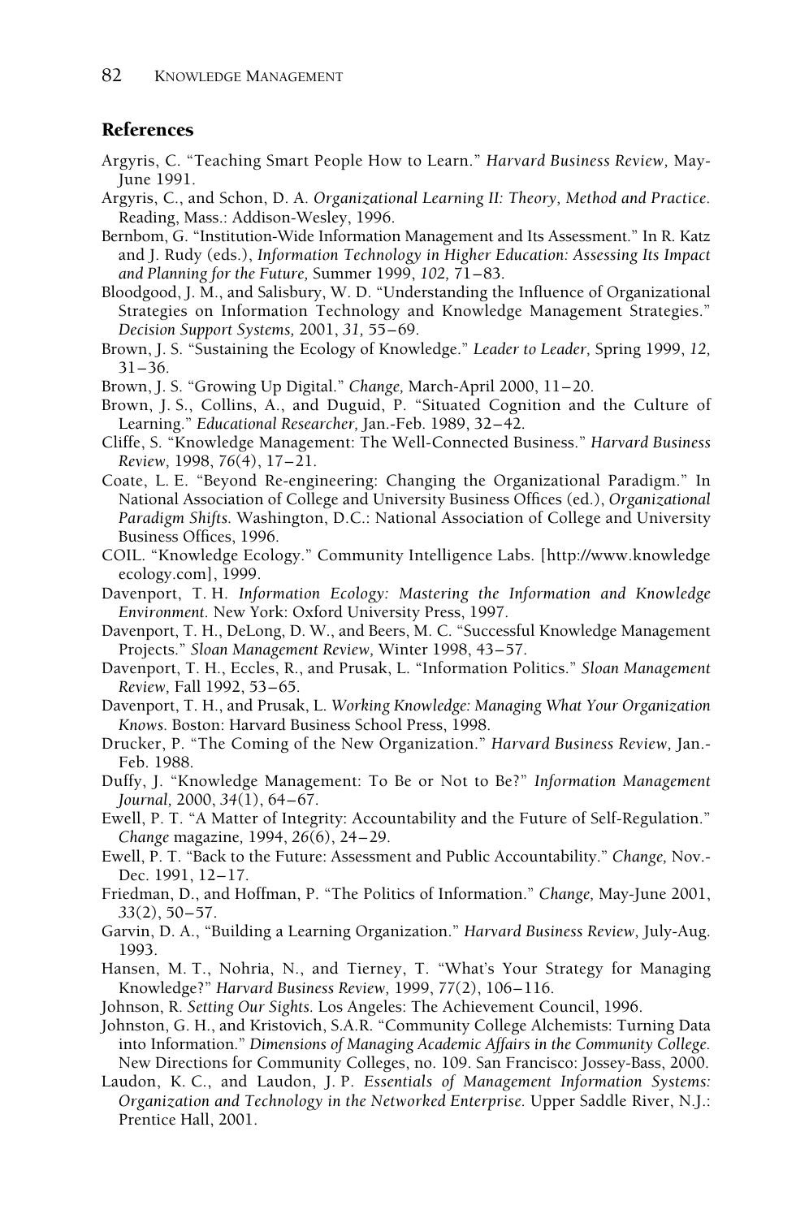## References

Argyris, C. "Teaching Smart People How to Learn." *Harvard Business Review,* May-June 1991.

Argyris, C., and Schon, D. A. *Organizational Learning II: Theory, Method and Practice.* Reading, Mass.: Addison-Wesley, 1996.

Bernbom, G. "Institution-Wide Information Management and Its Assessment." In R. Katz and J. Rudy (eds.), *Information Technology in Higher Education: Assessing Its Impact and Planning for the Future,* Summer 1999, *102,* 71–83.

Bloodgood, J. M., and Salisbury, W. D. "Understanding the Influence of Organizational Strategies on Information Technology and Knowledge Management Strategies." *Decision Support Systems,* 2001, *31,* 55–69.

Brown, J. S. "Sustaining the Ecology of Knowledge." *Leader to Leader,* Spring 1999, *12,* 31–36.

Brown, J. S. "Growing Up Digital." *Change,* March-April 2000, 11–20.

Brown, J. S., Collins, A., and Duguid, P. "Situated Cognition and the Culture of Learning." *Educational Researcher,* Jan.-Feb. 1989, 32–42.

Cliffe, S. "Knowledge Management: The Well-Connected Business." *Harvard Business Review,* 1998, *76*(4), 17–21.

Coate, L. E. "Beyond Re-engineering: Changing the Organizational Paradigm." In National Association of College and University Business Offices (ed.), *Organizational Paradigm Shifts.* Washington, D.C.: National Association of College and University Business Offices, 1996.

COIL. "Knowledge Ecology." Community Intelligence Labs. [http://www.knowledgeecology.com], 1999.

Davenport, T. H. *Information Ecology: Mastering the Information and Knowledge Environment.* New York: Oxford University Press, 1997.

Davenport, T. H., DeLong, D. W., and Beers, M. C. "Successful Knowledge Management Projects." *Sloan Management Review,* Winter 1998, 43–57.

Davenport, T. H., Eccles, R., and Prusak, L. "Information Politics." *Sloan Management Review,* Fall 1992, 53–65.

Davenport, T. H., and Prusak, L. *Working Knowledge: Managing What Your Organization Knows.* Boston: Harvard Business School Press, 1998.

Drucker, P. "The Coming of the New Organization." *Harvard Business Review,* Jan.-Feb. 1988.

Duffy, J. "Knowledge Management: To Be or Not to Be?" *Information Management Journal,* 2000, *34*(1), 64–67.

Ewell, P. T. "A Matter of Integrity: Accountability and the Future of Self-Regulation." *Change* magazine, 1994, *26*(6), 24–29.

Ewell, P. T. "Back to the Future: Assessment and Public Accountability." *Change,* Nov.-Dec. 1991, 12–17.

Friedman, D., and Hoffman, P. "The Politics of Information." *Change,* May-June 2001, *33*(2), 50–57.

Garvin, D. A., "Building a Learning Organization." *Harvard Business Review,* July-Aug. 1993.

Hansen, M. T., Nohria, N., and Tierney, T. "What's Your Strategy for Managing Knowledge?" *Harvard Business Review,* 1999, *77*(2), 106–116.

Johnson, R. *Setting Our Sights.* Los Angeles: The Achievement Council, 1996.

Johnston, G. H., and Kristovich, S.A.R. "Community College Alchemists: Turning Data into Information." *Dimensions of Managing Academic Affairs in the Community College.* New Directions for Community Colleges, no. 109. San Francisco: Jossey-Bass, 2000.

Laudon, K. C., and Laudon, J. P. *Essentials of Management Information Systems: Organization and Technology in the Networked Enterprise.* Upper Saddle River, N.J.: Prentice Hall, 2001.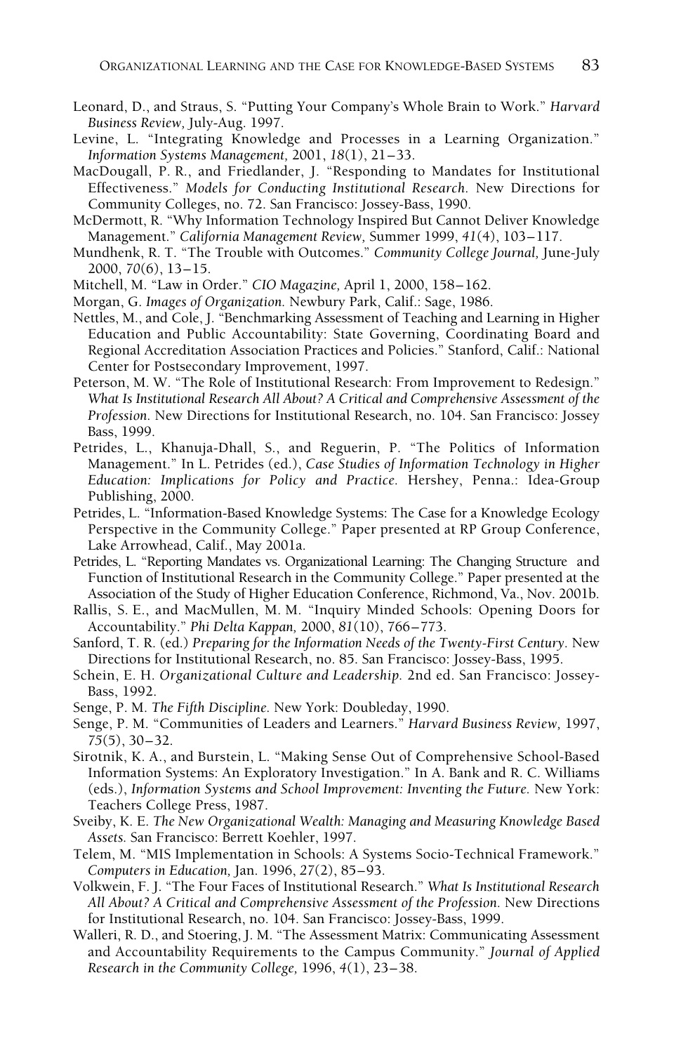Leonard, D., and Straus, S. "Putting Your Company's Whole Brain to Work." *Harvard Business Review,* July-Aug. 1997.

Levine, L. "Integrating Knowledge and Processes in a Learning Organization." *Information Systems Management,* 2001, *18*(1), 21–33.

MacDougall, P. R., and Friedlander, J. "Responding to Mandates for Institutional Effectiveness." *Models for Conducting Institutional Research.* New Directions for Community Colleges, no. 72. San Francisco: Jossey-Bass, 1990.

McDermott, R. "Why Information Technology Inspired But Cannot Deliver Knowledge Management." *California Management Review,* Summer 1999, *41*(4), 103–117.

Mundhenk, R. T. "The Trouble with Outcomes." *Community College Journal,* June-July 2000, *70*(6), 13–15.

Mitchell, M. "Law in Order." *CIO Magazine,* April 1, 2000, 158–162.

Morgan, G. *Images of Organization.* Newbury Park, Calif.: Sage, 1986.

Nettles, M., and Cole, J. "Benchmarking Assessment of Teaching and Learning in Higher Education and Public Accountability: State Governing, Coordinating Board and Regional Accreditation Association Practices and Policies." Stanford, Calif.: National Center for Postsecondary Improvement, 1997.

Peterson, M. W. "The Role of Institutional Research: From Improvement to Redesign." *What Is Institutional Research All About? A Critical and Comprehensive Assessment of the Profession.* New Directions for Institutional Research, no. 104. San Francisco: Jossey Bass, 1999.

Petrides, L., Khanuja-Dhall, S., and Reguerin, P. "The Politics of Information Management." In L. Petrides (ed.), *Case Studies of Information Technology in Higher Education: Implications for Policy and Practice.* Hershey, Penna.: Idea-Group Publishing, 2000.

Petrides, L. "Information-Based Knowledge Systems: The Case for a Knowledge Ecology Perspective in the Community College." Paper presented at RP Group Conference, Lake Arrowhead, Calif., May 2001a.

Petrides, L. "Reporting Mandates vs. Organizational Learning: The Changing Structure and Function of Institutional Research in the Community College." Paper presented at the Association of the Study of Higher Education Conference, Richmond, Va., Nov. 2001b.

Rallis, S. E., and MacMullen, M. M. "Inquiry Minded Schools: Opening Doors for Accountability." *Phi Delta Kappan,* 2000, *81*(10), 766–773.

Sanford, T. R. (ed.) *Preparing for the Information Needs of the Twenty-First Century.* New Directions for Institutional Research, no. 85. San Francisco: Jossey-Bass, 1995.

Schein, E. H. *Organizational Culture and Leadership.* 2nd ed. San Francisco: Jossey-Bass, 1992.

Senge, P. M. *The Fifth Discipline.* New York: Doubleday, 1990.

Senge, P. M. "Communities of Leaders and Learners." *Harvard Business Review,* 1997, *75*(5), 30–32.

Sirotnik, K. A., and Burstein, L. "Making Sense Out of Comprehensive School-Based Information Systems: An Exploratory Investigation." In A. Bank and R. C. Williams (eds.), *Information Systems and School Improvement: Inventing the Future.* New York: Teachers College Press, 1987.

Sveiby, K. E. *The New Organizational Wealth: Managing and Measuring Knowledge Based Assets.* San Francisco: Berrett Koehler, 1997.

Telem, M. "MIS Implementation in Schools: A Systems Socio-Technical Framework." *Computers in Education,* Jan. 1996, *27*(2), 85–93.

Volkwein, F. J. "The Four Faces of Institutional Research." *What Is Institutional Research All About? A Critical and Comprehensive Assessment of the Profession.* New Directions for Institutional Research, no. 104. San Francisco: Jossey-Bass, 1999.

Walleri, R. D., and Stoering, J. M. "The Assessment Matrix: Communicating Assessment and Accountability Requirements to the Campus Community." *Journal of Applied Research in the Community College,* 1996, *4*(1), 23–38.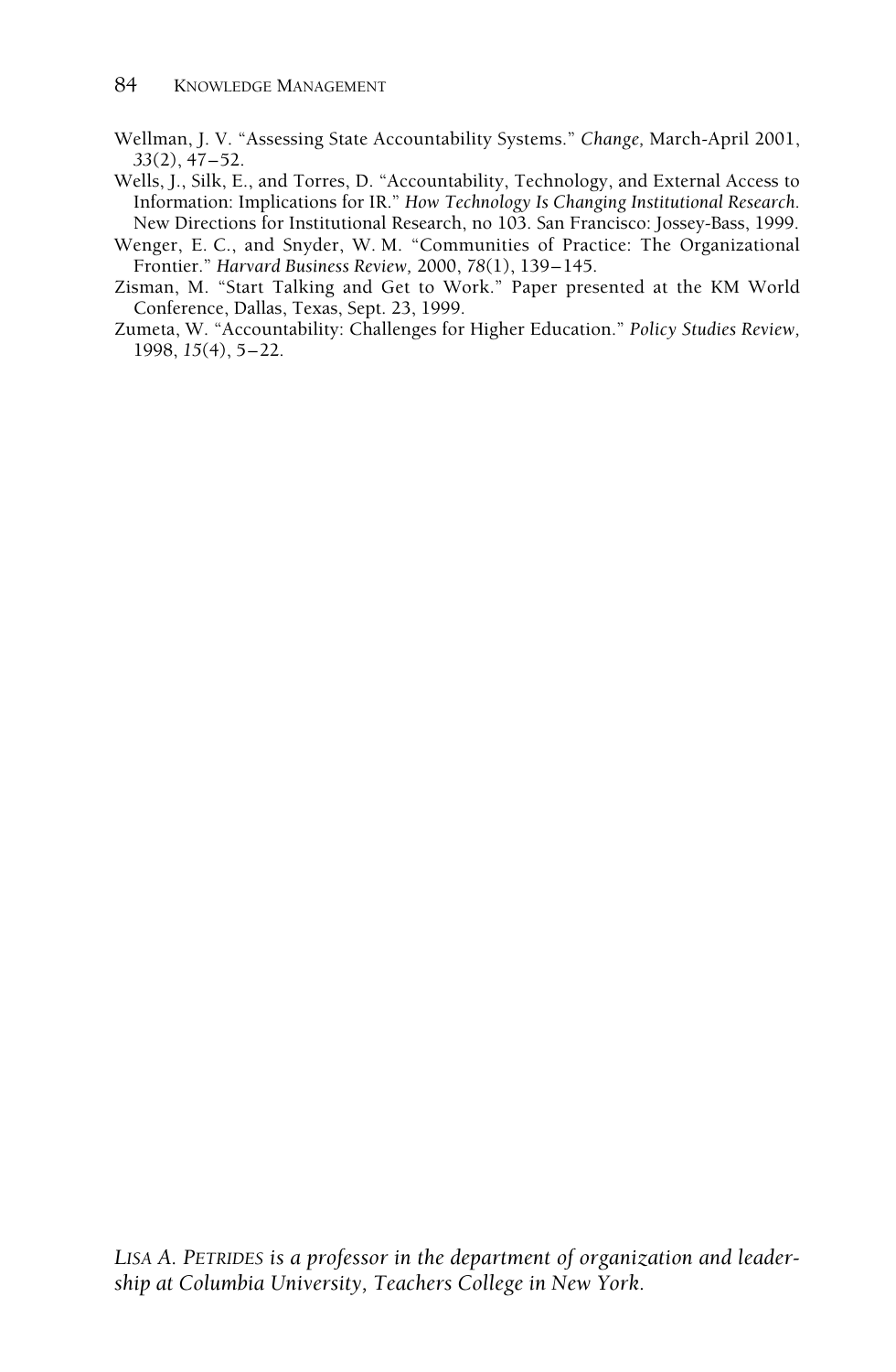Wellman, J. V. “Assessing State Accountability Systems.” *Change,* March-April 2001, *33*(2), 47–52.

Wells, J., Silk, E., and Torres, D. “Accountability, Technology, and External Access to Information: Implications for IR.” *How Technology Is Changing Institutional Research.* New Directions for Institutional Research, no 103. San Francisco: Jossey-Bass, 1999.

Wenger, E. C., and Snyder, W. M. “Communities of Practice: The Organizational Frontier.” *Harvard Business Review,* 2000, *78*(1), 139–145.

Zisman, M. “Start Talking and Get to Work.” Paper presented at the KM World Conference, Dallas, Texas, Sept. 23, 1999.

Zumeta, W. “Accountability: Challenges for Higher Education.” *Policy Studies Review,* 1998, *15*(4), 5–22.

*LISA A. PETRIDES is a professor in the department of organization and leadership at Columbia University, Teachers College in New York.*